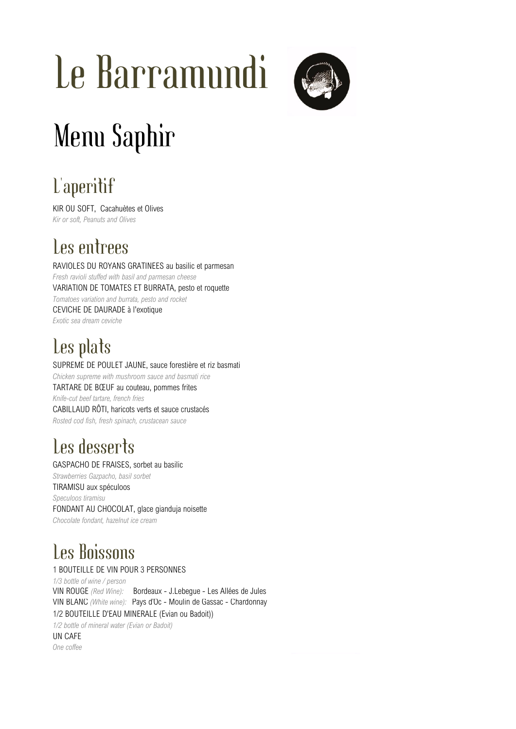# Le Barramundi

## Menu Saphir

### L'aperitif

KIR OU SOFT, Cacahuètes et Olives
*Kir or soft, Peanuts and Olives*

### Les entrees

RAVIOLES DU ROYANS GRATINEES au basilic et parmesan
*Fresh ravioli stuffed with basil and parmesan cheese*
VARIATION DE TOMATES ET BURRATA, pesto et roquette
*Tomatoes variation and burrata, pesto and rocket*
CEVICHE DE DAURADE à l'exotique
*Exotic sea dream ceviche*

### Les plats

SUPREME DE POULET JAUNE, sauce forestière et riz basmati
*Chicken supreme with mushroom sauce and basmati rice*
TARTARE DE BŒUF au couteau, pommes frites
*Knife-cut beef tartare, french fries*
CABILLAUD RÔTI, haricots verts et sauce crustacés
*Rosted cod fish, fresh spinach, crustacean sauce*

### Les desserts

GASPACHO DE FRAISES, sorbet au basilic
*Strawberries Gazpacho, basil sorbet*
TIRAMISU aux spéculoos
*Speculoos tiramisu*
FONDANT AU CHOCOLAT, glace gianduja noisette
*Chocolate fondant, hazelnut ice cream*

### Les Boissons

1 BOUTEILLE DE VIN POUR 3 PERSONNES
*1/3 bottle of wine / person*
VIN ROUGE *(Red Wine):* Bordeaux - J.Lebegue - Les Allées de Jules
VIN BLANC *(White wine):* Pays d'Oc - Moulin de Gassac - Chardonnay
1/2 BOUTEILLE D'EAU MINERALE (Evian ou Badoit))
*1/2 bottle of mineral water (Evian or Badoit)*
UN CAFE
*One coffee*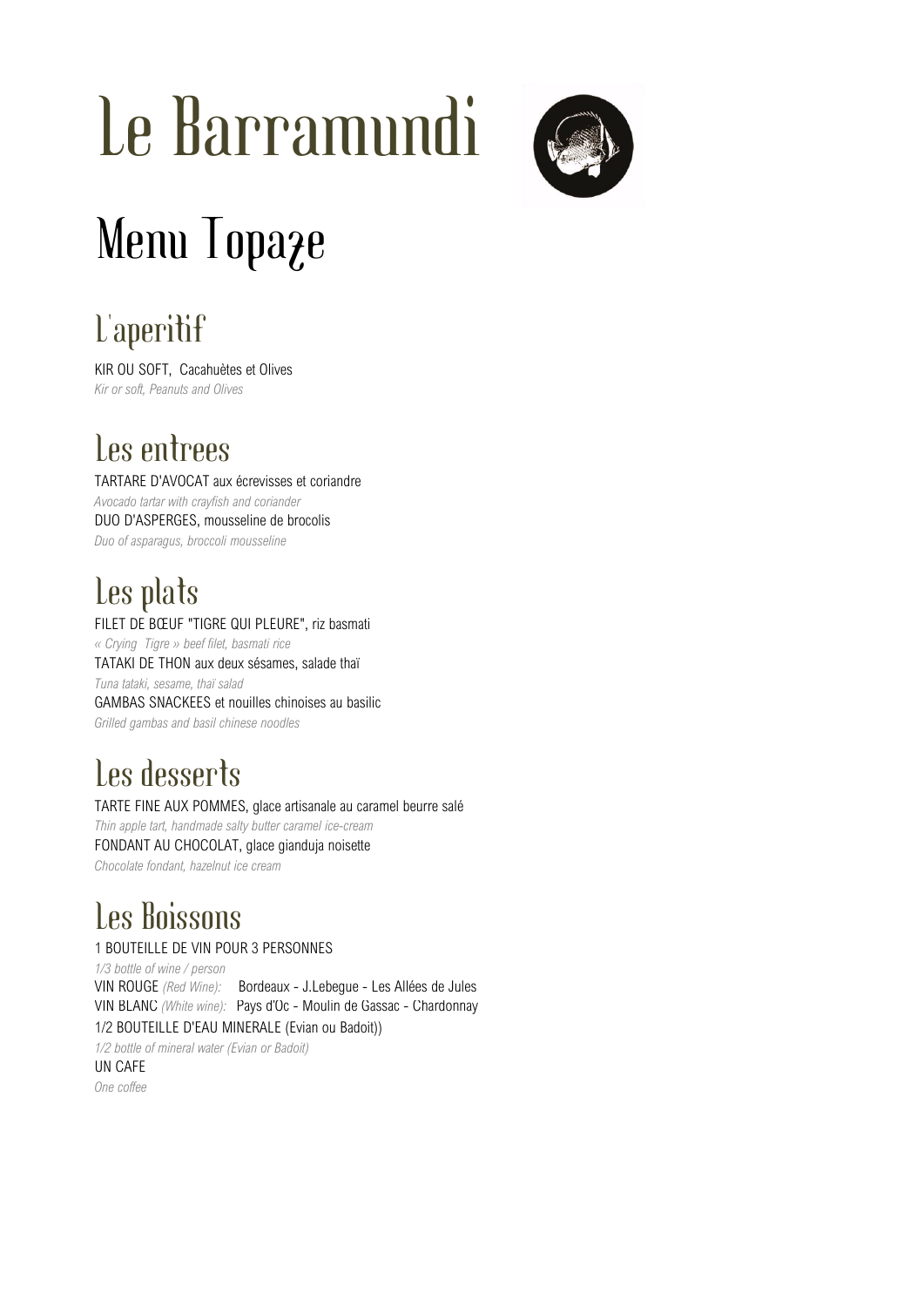# Le Barramundi

# Menu Topaze

## L'aperitif

KIR OU SOFT, Cacahuètes et Olives
*Kir or soft, Peanuts and Olives*

## Les entrees

TARTARE D'AVOCAT aux écrevisses et coriandre
*Avocado tartar with crayfish and coriander*
DUO D'ASPERGES, mousseline de brocolis
*Duo of asparagus, broccoli mousseline*

## Les plats

FILET DE BŒUF "TIGRE QUI PLEURE", riz basmati
*« Crying Tigre » beef filet, basmati rice*
TATAKI DE THON aux deux sésames, salade thaï
*Tuna tataki, sesame, thaï salad*
GAMBAS SNACKEES et nouilles chinoises au basilic
*Grilled gambas and basil chinese noodles*

## Les desserts

TARTE FINE AUX POMMES, glace artisanale au caramel beurre salé
*Thin apple tart, handmade salty butter caramel ice-cream*
FONDANT AU CHOCOLAT, glace gianduja noisette
*Chocolate fondant, hazelnut ice cream*

## Les Boissons

1 BOUTEILLE DE VIN POUR 3 PERSONNES
*1/3 bottle of wine / person*
VIN ROUGE *(Red Wine):* Bordeaux - J.Lebegue - Les Allées de Jules
VIN BLANC *(White wine):* Pays d'Oc - Moulin de Gassac - Chardonnay
1/2 BOUTEILLE D'EAU MINERALE (Evian ou Badoit))
*1/2 bottle of mineral water (Evian or Badoit)*
UN CAFE
*One coffee*